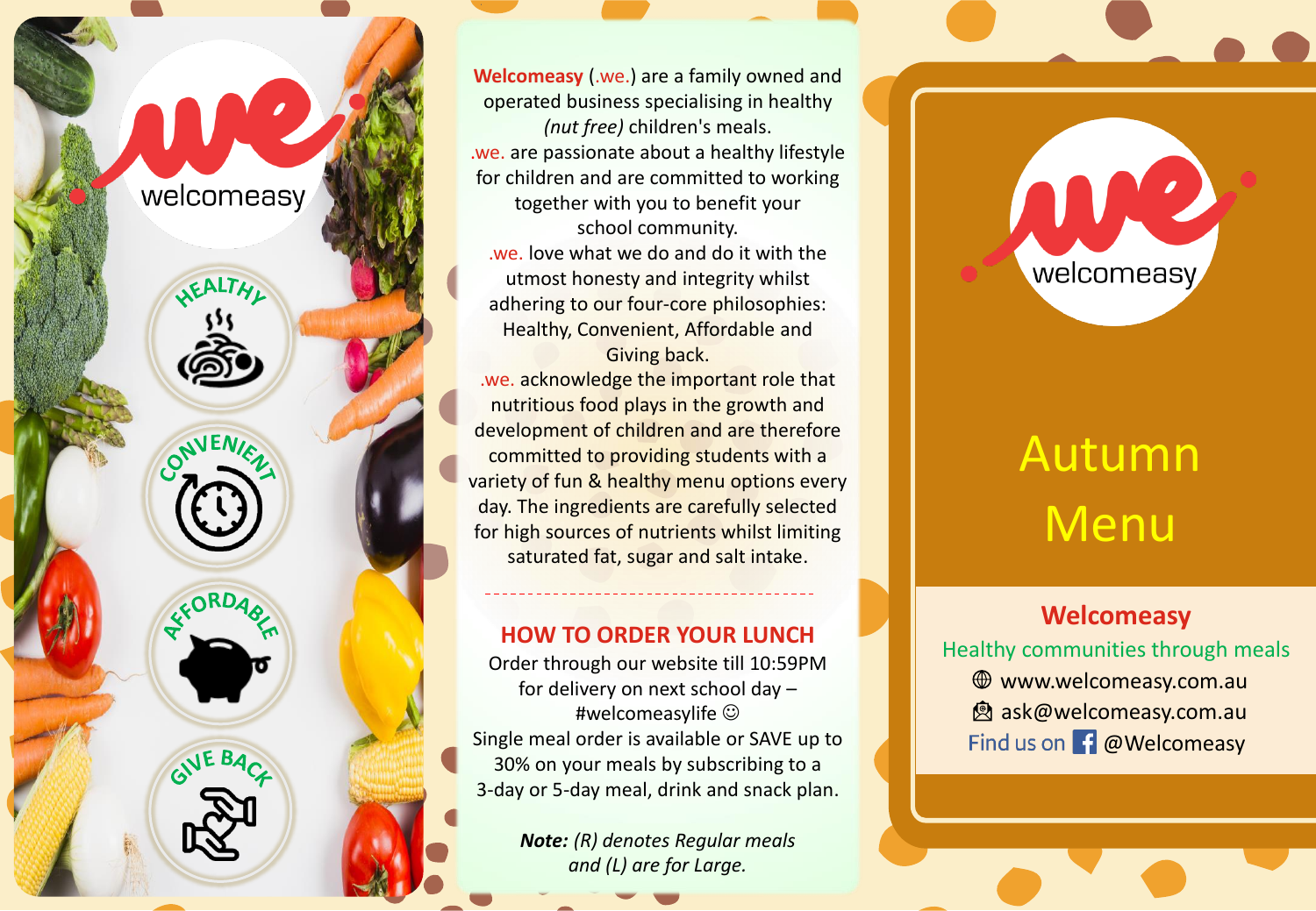welcomeasy

HEALTHY

CONVENIENT

AFFORDABLE

GIVE BACK

**Welcomeasy** (.we.) are a family owned and operated business specialising in healthy *(nut free)* children's meals.
.we. are passionate about a healthy lifestyle for children and are committed to working together with you to benefit your school community.
.we. love what we do and do it with the utmost honesty and integrity whilst adhering to our four-core philosophies: Healthy, Convenient, Affordable and Giving back.
.we. acknowledge the important role that nutritious food plays in the growth and development of children and are therefore committed to providing students with a variety of fun & healthy menu options every day. The ingredients are carefully selected for high sources of nutrients whilst limiting saturated fat, sugar and salt intake.

---

## HOW TO ORDER YOUR LUNCH

Order through our website till 10:59PM for delivery on next school day – #welcomeasylife ☺
Single meal order is available or SAVE up to 30% on your meals by subscribing to a 3-day or 5-day meal, drink and snack plan.

***Note:*** *(R) denotes Regular meals and (L) are for Large.*

welcomeasy

# Autumn Menu

## Welcomeasy

Healthy communities through meals

www.welcomeasy.com.au

ask@welcomeasy.com.au

Find us on @Welcomeasy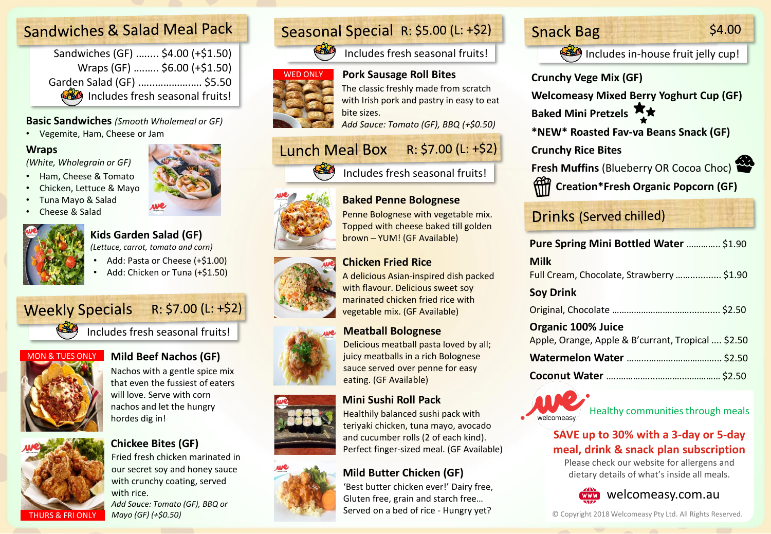## Sandwiches & Salad Meal Pack

Sandwiches (GF) ........ $4.00 (+$1.50)
Wraps (GF) ......... $6.00 (+$1.50)
Garden Salad (GF) ...................... $5.50
Includes fresh seasonal fruits!

**Basic Sandwiches** *(Smooth Wholemeal or GF)*

- Vegemite, Ham, Cheese or Jam

**Wraps**

*(White, Wholegrain or GF)*

- Ham, Cheese & Tomato
- Chicken, Lettuce & Mayo
- Tuna Mayo & Salad
- Cheese & Salad

**Kids Garden Salad (GF)**

*(Lettuce, carrot, tomato and corn)*

- Add: Pasta or Cheese (+$1.00)
- Add: Chicken or Tuna (+$1.50)

## Weekly Specials R: $7.00 (L: +$2)

Includes fresh seasonal fruits!

MON & TUES ONLY

**Mild Beef Nachos (GF)**

Nachos with a gentle spice mix that even the fussiest of eaters will love. Serve with corn nachos and let the hungry hordes dig in!

**Chickee Bites (GF)**

Fried fresh chicken marinated in our secret soy and honey sauce with crunchy coating, served with rice.
*Add Sauce: Tomato (GF), BBQ or Mayo (GF) (+$0.50)*

THURS & FRI ONLY

## Seasonal Special R: $5.00 (L: +$2)

Includes fresh seasonal fruits!

WED ONLY

**Pork Sausage Roll Bites**

The classic freshly made from scratch with Irish pork and pastry in easy to eat bite sizes.
*Add Sauce: Tomato (GF), BBQ (+$0.50)*

## Lunch Meal Box R: $7.00 (L: +$2)

Includes fresh seasonal fruits!

**Baked Penne Bolognese**

Penne Bolognese with vegetable mix. Topped with cheese baked till golden brown – YUM! (GF Available)

**Chicken Fried Rice**

A delicious Asian-inspired dish packed with flavour. Delicious sweet soy marinated chicken fried rice with vegetable mix. (GF Available)

**Meatball Bolognese**

Delicious meatball pasta loved by all; juicy meatballs in a rich Bolognese sauce served over penne for easy eating. (GF Available)

**Mini Sushi Roll Pack**

Healthily balanced sushi pack with teriyaki chicken, tuna mayo, avocado and cucumber rolls (2 of each kind). Perfect finger-sized meal. (GF Available)

**Mild Butter Chicken (GF)**

'Best butter chicken ever!' Dairy free, Gluten free, grain and starch free… Served on a bed of rice - Hungry yet?

## Snack Bag $4.00

Includes in-house fruit jelly cup!

**Crunchy Vege Mix (GF)**
**Welcomeasy Mixed Berry Yoghurt Cup (GF)**
**Baked Mini Pretzels**
***NEW* Roasted Fav-va Beans Snack (GF)**
**Crunchy Rice Bites**
**Fresh Muffins** (Blueberry OR Cocoa Choc)
**Creation*Fresh Organic Popcorn (GF)**

## Drinks (Served chilled)

**Pure Spring Mini Bottled Water** ............. $1.90

**Milk**
Full Cream, Chocolate, Strawberry ................. $1.90

**Soy Drink**
Original, Chocolate .......................................... $2.50

**Organic 100% Juice**
Apple, Orange, Apple & B'currant, Tropical .... $2.50

**Watermelon Water** ..................................... $2.50

**Coconut Water** ............................................ $2.50

welcomeasy

Healthy communities through meals

**SAVE up to 30% with a 3-day or 5-day meal, drink & snack plan subscription**

Please check our website for allergens and dietary details of what's inside all meals.

welcomeasy.com.au

© Copyright 2018 Welcomeasy Pty Ltd. All Rights Reserved.